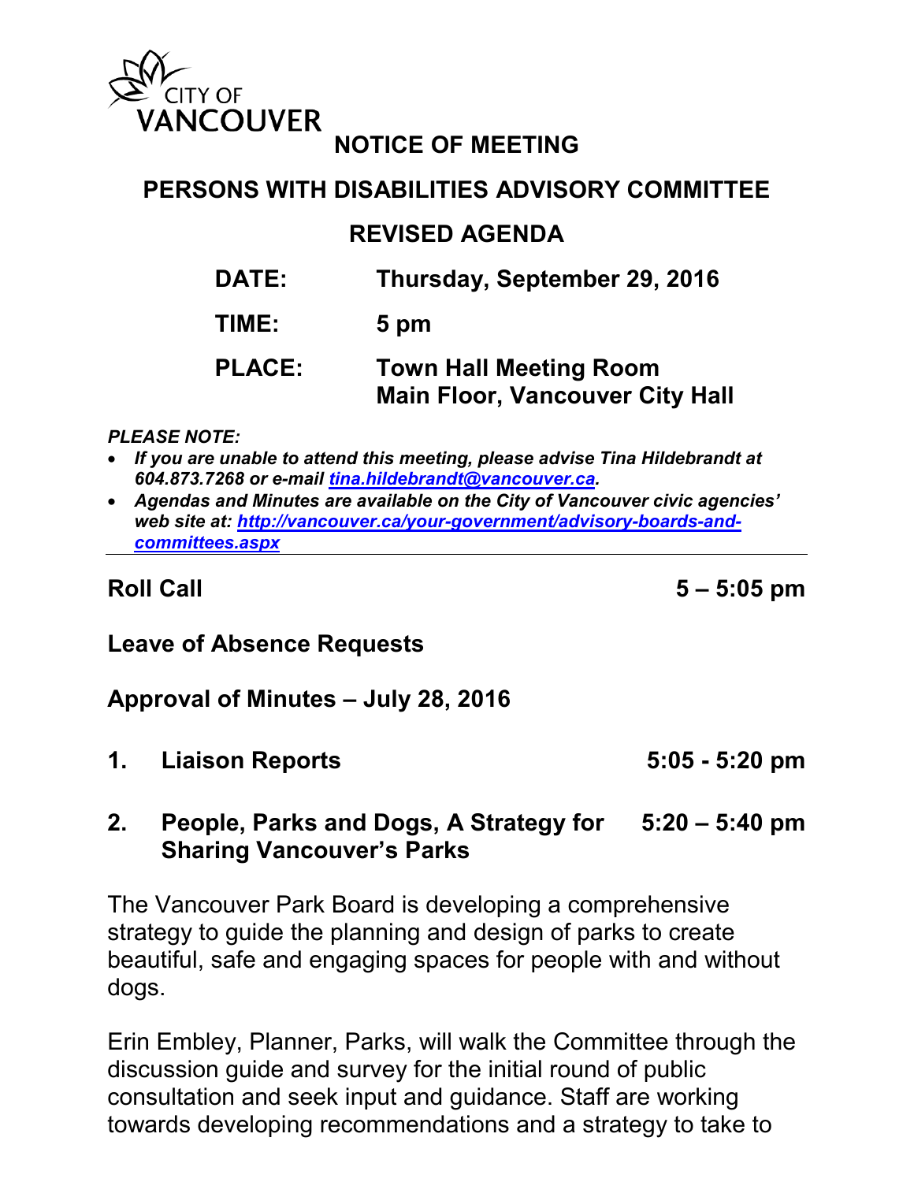CITY OF VANCOUVER

# NOTICE OF MEETING

## PERSONS WITH DISABILITIES ADVISORY COMMITTEE

## REVISED AGENDA

**DATE:** Thursday, September 29, 2016

**TIME:** 5 pm

**PLACE:** Town Hall Meeting Room
Main Floor, Vancouver City Hall

***PLEASE NOTE:***

- ***If you are unable to attend this meeting, please advise Tina Hildebrandt at 604.873.7268 or e-mail [tina.hildebrandt@vancouver.ca](mailto:tina.hildebrandt@vancouver.ca).***
- ***Agendas and Minutes are available on the City of Vancouver civic agencies' web site at: [http://vancouver.ca/your-government/advisory-boards-and-committees.aspx](http://vancouver.ca/your-government/advisory-boards-and-committees.aspx)***

---

**Roll Call** — **5 – 5:05 pm**

**Leave of Absence Requests**

**Approval of Minutes – July 28, 2016**

**1. Liaison Reports** — **5:05 - 5:20 pm**

**2. People, Parks and Dogs, A Strategy for Sharing Vancouver's Parks** — **5:20 – 5:40 pm**

The Vancouver Park Board is developing a comprehensive strategy to guide the planning and design of parks to create beautiful, safe and engaging spaces for people with and without dogs.

Erin Embley, Planner, Parks, will walk the Committee through the discussion guide and survey for the initial round of public consultation and seek input and guidance. Staff are working towards developing recommendations and a strategy to take to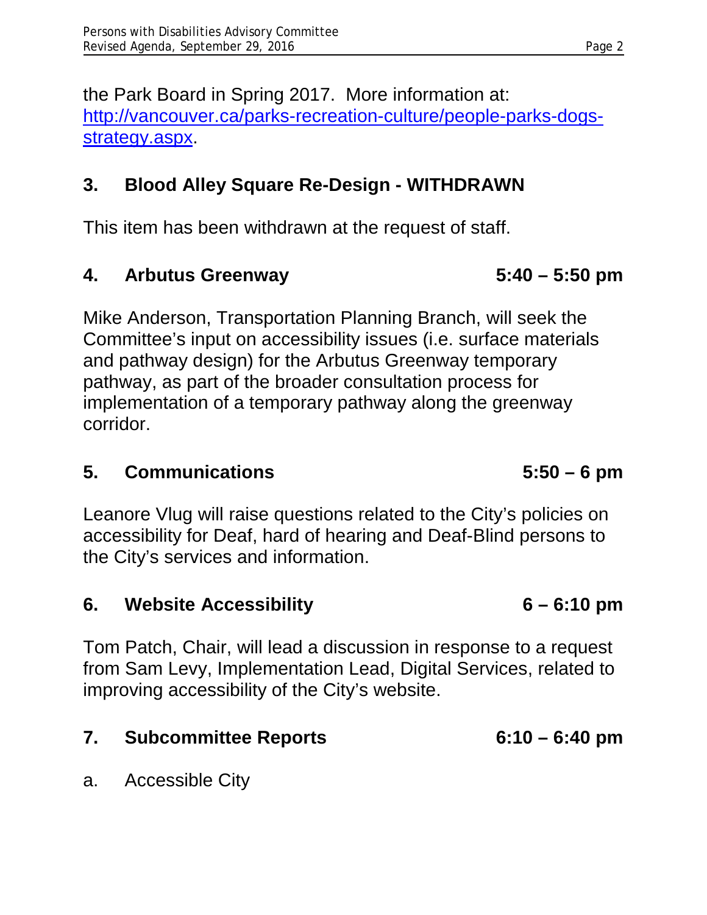the Park Board in Spring 2017. More information at: [http://vancouver.ca/parks-recreation-culture/people-parks-dogs-strategy.aspx](http://vancouver.ca/parks-recreation-culture/people-parks-dogs-strategy.aspx).

## 3. Blood Alley Square Re-Design - WITHDRAWN

This item has been withdrawn at the request of staff.

## 4. Arbutus Greenway 5:40 – 5:50 pm

Mike Anderson, Transportation Planning Branch, will seek the Committee's input on accessibility issues (i.e. surface materials and pathway design) for the Arbutus Greenway temporary pathway, as part of the broader consultation process for implementation of a temporary pathway along the greenway corridor.

## 5. Communications 5:50 – 6 pm

Leanore Vlug will raise questions related to the City's policies on accessibility for Deaf, hard of hearing and Deaf-Blind persons to the City's services and information.

## 6. Website Accessibility 6 – 6:10 pm

Tom Patch, Chair, will lead a discussion in response to a request from Sam Levy, Implementation Lead, Digital Services, related to improving accessibility of the City's website.

## 7. Subcommittee Reports 6:10 – 6:40 pm

a. Accessible City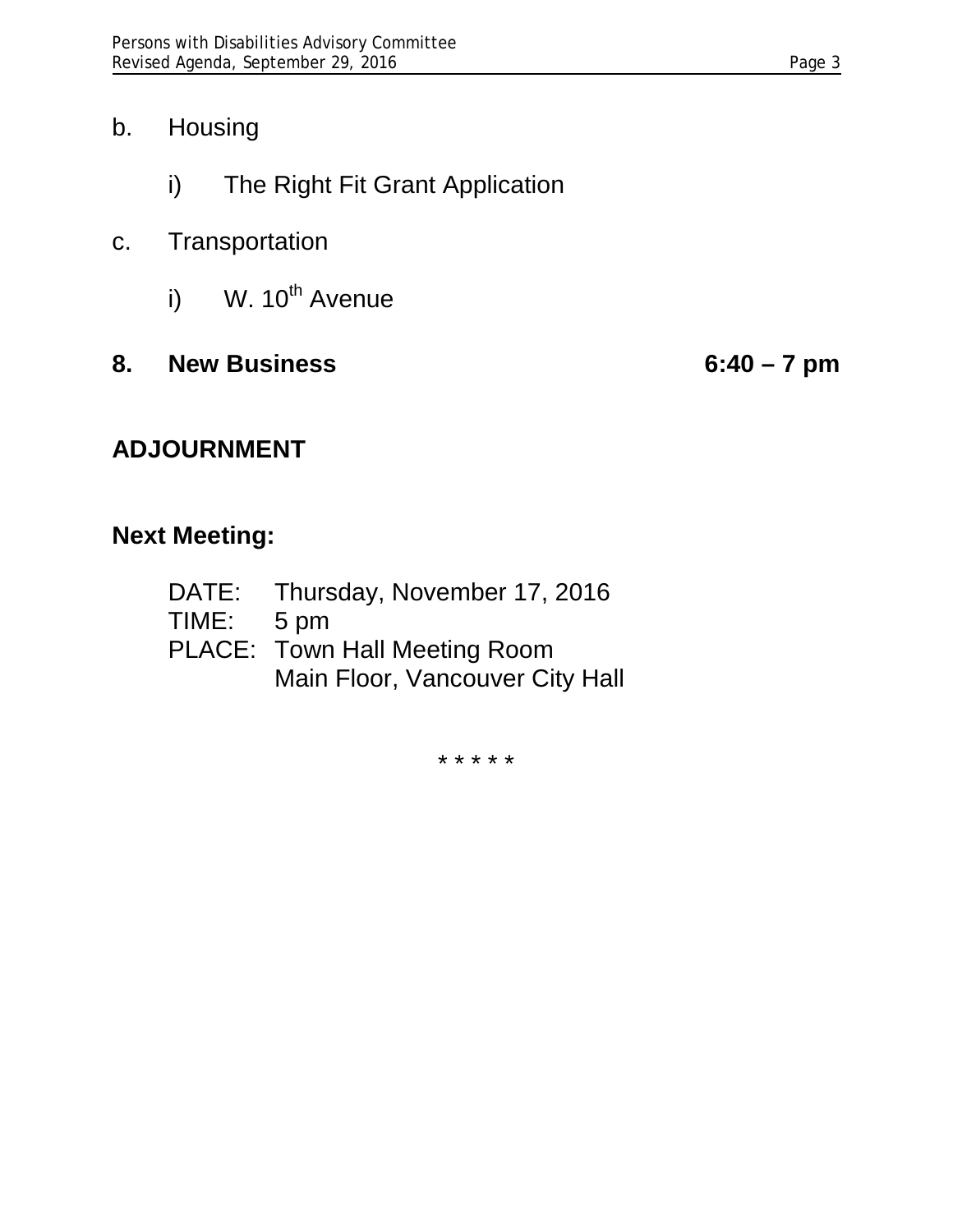b. Housing

   i) The Right Fit Grant Application

c. Transportation

   i) W. 10th Avenue

**8. New Business** **6:40 – 7 pm**

## ADJOURNMENT

### Next Meeting:

DATE: Thursday, November 17, 2016
TIME: 5 pm
PLACE: Town Hall Meeting Room
Main Floor, Vancouver City Hall

* * * * *